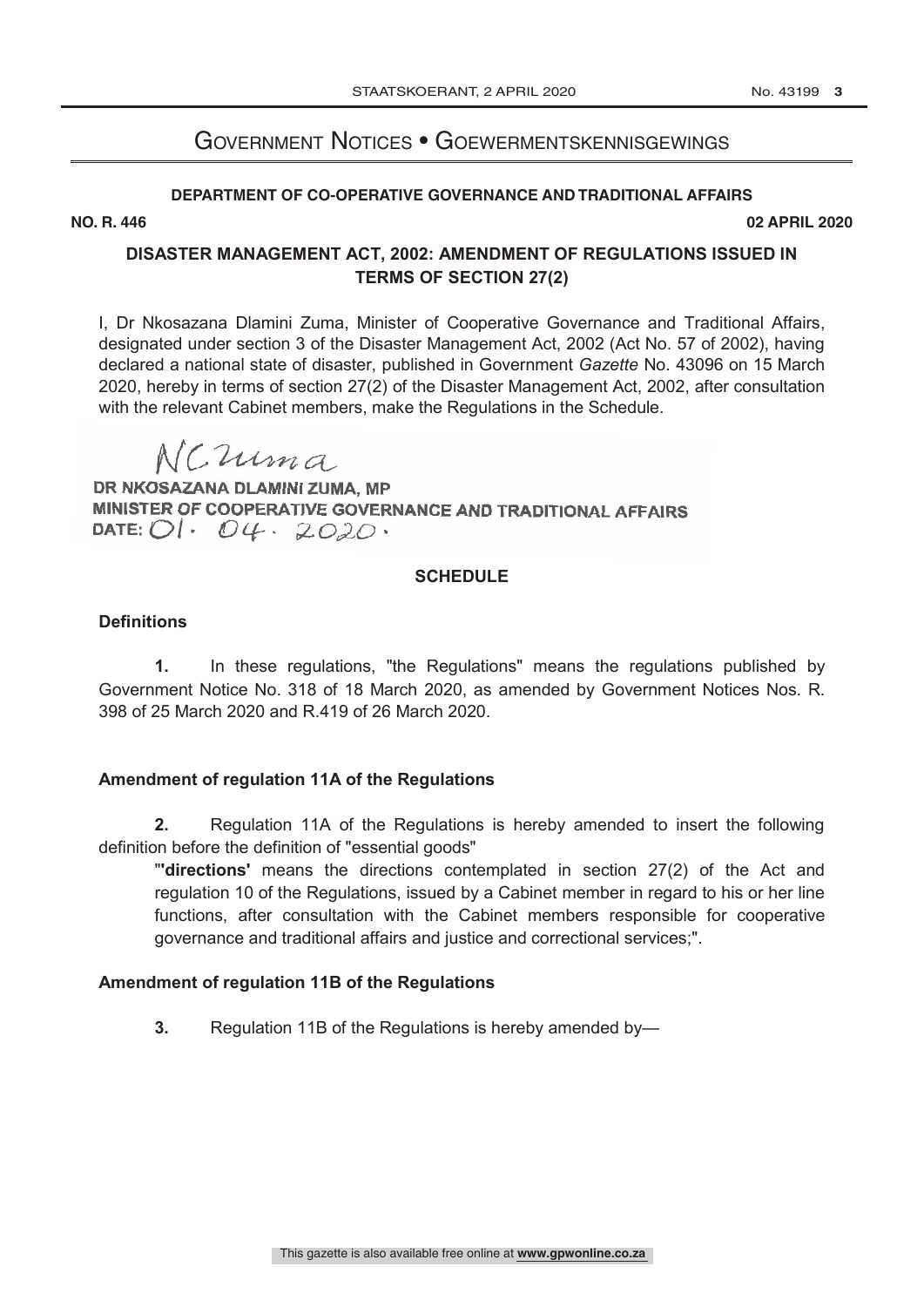# Government Notices • Goewermentskennisgewings

**DEPARTMENT OF CO-OPERATIVE GOVERNANCE AND TRADITIONAL AFFAIRS**

**NO. R. 446** **02 APRIL 2020**

## DISASTER MANAGEMENT ACT, 2002: AMENDMENT OF REGULATIONS ISSUED IN TERMS OF SECTION 27(2)

I, Dr Nkosazana Dlamini Zuma, Minister of Cooperative Governance and Traditional Affairs, designated under section 3 of the Disaster Management Act, 2002 (Act No. 57 of 2002), having declared a national state of disaster, published in Government *Gazette* No. 43096 on 15 March 2020, hereby in terms of section 27(2) of the Disaster Management Act, 2002, after consultation with the relevant Cabinet members, make the Regulations in the Schedule.

NCZuma

**DR NKOSAZANA DLAMINI ZUMA, MP**
**MINISTER OF COOPERATIVE GOVERNANCE AND TRADITIONAL AFFAIRS**
**DATE:** 01. 04. 2020.

### SCHEDULE

**Definitions**

**1.** In these regulations, "the Regulations" means the regulations published by Government Notice No. 318 of 18 March 2020, as amended by Government Notices Nos. R. 398 of 25 March 2020 and R.419 of 26 March 2020.

**Amendment of regulation 11A of the Regulations**

**2.** Regulation 11A of the Regulations is hereby amended to insert the following definition before the definition of "essential goods"

"**'directions'** means the directions contemplated in section 27(2) of the Act and regulation 10 of the Regulations, issued by a Cabinet member in regard to his or her line functions, after consultation with the Cabinet members responsible for cooperative governance and traditional affairs and justice and correctional services;".

**Amendment of regulation 11B of the Regulations**

**3.** Regulation 11B of the Regulations is hereby amended by—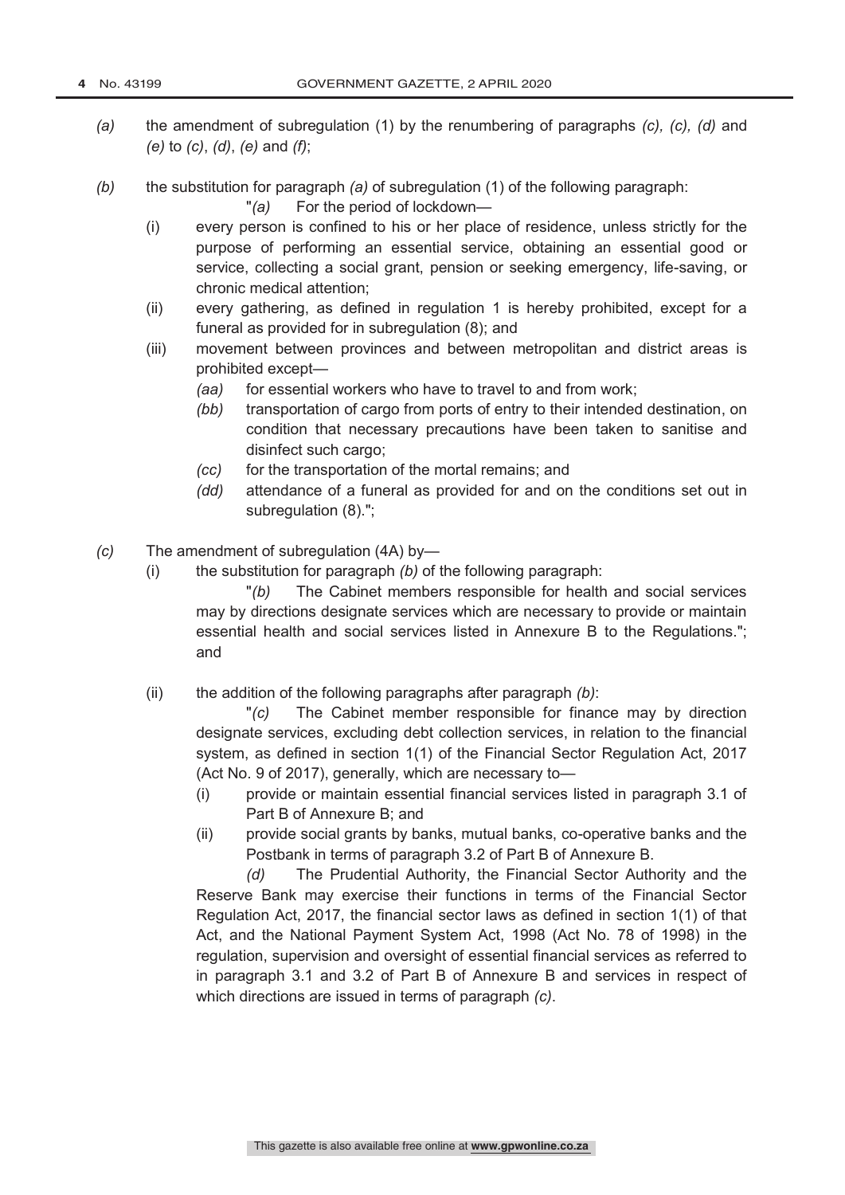*(a)* the amendment of subregulation (1) by the renumbering of paragraphs *(c), (c), (d)* and *(e)* to *(c)*, *(d)*, *(e)* and *(f)*;

*(b)* the substitution for paragraph *(a)* of subregulation (1) of the following paragraph:

"*(a)* For the period of lockdown—

(i) every person is confined to his or her place of residence, unless strictly for the purpose of performing an essential service, obtaining an essential good or service, collecting a social grant, pension or seeking emergency, life-saving, or chronic medical attention;

(ii) every gathering, as defined in regulation 1 is hereby prohibited, except for a funeral as provided for in subregulation (8); and

(iii) movement between provinces and between metropolitan and district areas is prohibited except—

*(aa)* for essential workers who have to travel to and from work;

*(bb)* transportation of cargo from ports of entry to their intended destination, on condition that necessary precautions have been taken to sanitise and disinfect such cargo;

*(cc)* for the transportation of the mortal remains; and

*(dd)* attendance of a funeral as provided for and on the conditions set out in subregulation (8).";

*(c)* The amendment of subregulation (4A) by—

(i) the substitution for paragraph *(b)* of the following paragraph:

"*(b)* The Cabinet members responsible for health and social services may by directions designate services which are necessary to provide or maintain essential health and social services listed in Annexure B to the Regulations."; and

(ii) the addition of the following paragraphs after paragraph *(b)*:

"*(c)* The Cabinet member responsible for finance may by direction designate services, excluding debt collection services, in relation to the financial system, as defined in section 1(1) of the Financial Sector Regulation Act, 2017 (Act No. 9 of 2017), generally, which are necessary to—

(i) provide or maintain essential financial services listed in paragraph 3.1 of Part B of Annexure B; and

(ii) provide social grants by banks, mutual banks, co-operative banks and the Postbank in terms of paragraph 3.2 of Part B of Annexure B.

*(d)* The Prudential Authority, the Financial Sector Authority and the Reserve Bank may exercise their functions in terms of the Financial Sector Regulation Act, 2017, the financial sector laws as defined in section 1(1) of that Act, and the National Payment System Act, 1998 (Act No. 78 of 1998) in the regulation, supervision and oversight of essential financial services as referred to in paragraph 3.1 and 3.2 of Part B of Annexure B and services in respect of which directions are issued in terms of paragraph *(c)*.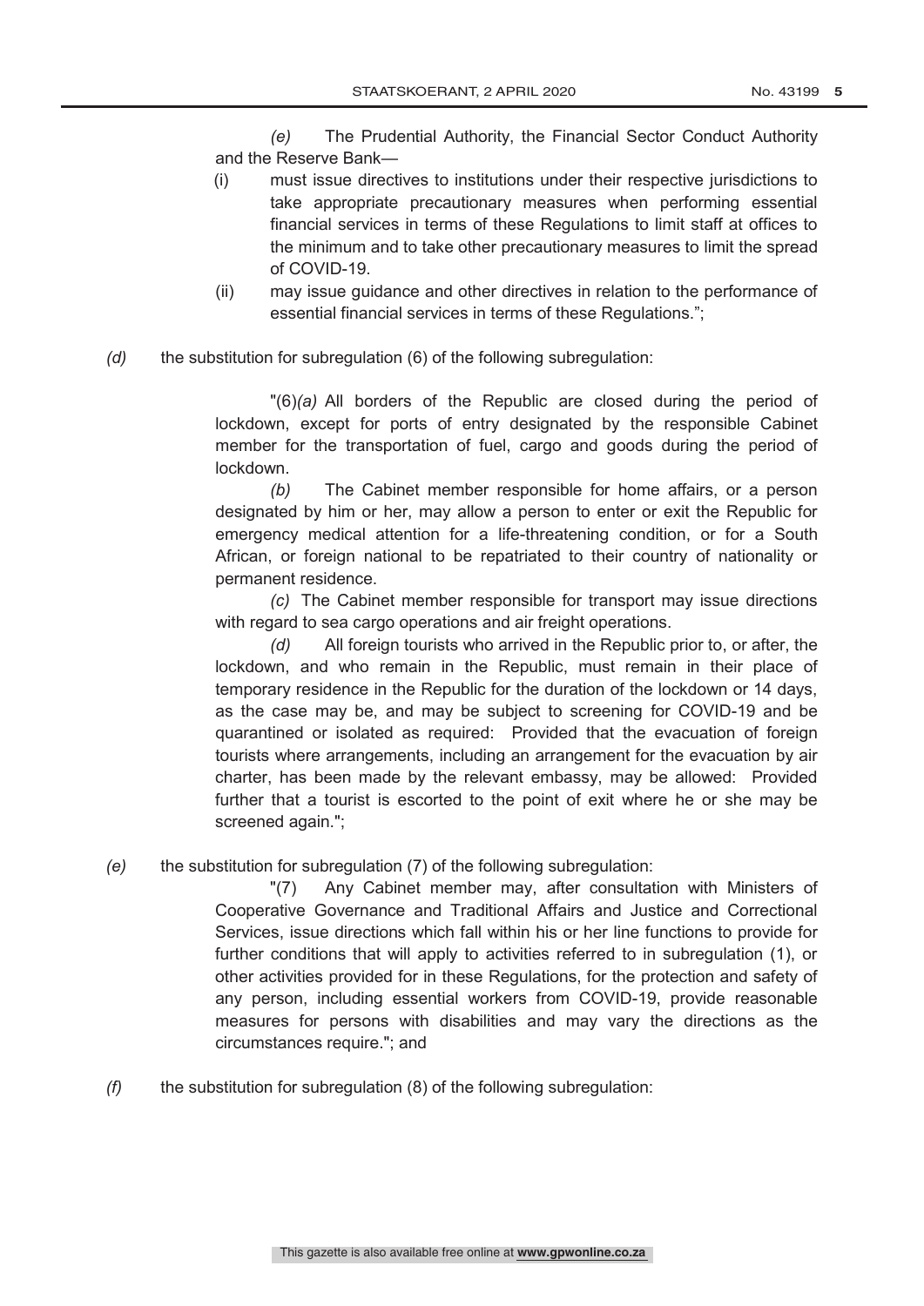*(e)* The Prudential Authority, the Financial Sector Conduct Authority and the Reserve Bank—

(i) must issue directives to institutions under their respective jurisdictions to take appropriate precautionary measures when performing essential financial services in terms of these Regulations to limit staff at offices to the minimum and to take other precautionary measures to limit the spread of COVID-19.

(ii) may issue guidance and other directives in relation to the performance of essential financial services in terms of these Regulations.";

*(d)* the substitution for subregulation (6) of the following subregulation:

"(6)*(a)* All borders of the Republic are closed during the period of lockdown, except for ports of entry designated by the responsible Cabinet member for the transportation of fuel, cargo and goods during the period of lockdown.

*(b)* The Cabinet member responsible for home affairs, or a person designated by him or her, may allow a person to enter or exit the Republic for emergency medical attention for a life-threatening condition, or for a South African, or foreign national to be repatriated to their country of nationality or permanent residence.

*(c)* The Cabinet member responsible for transport may issue directions with regard to sea cargo operations and air freight operations.

*(d)* All foreign tourists who arrived in the Republic prior to, or after, the lockdown, and who remain in the Republic, must remain in their place of temporary residence in the Republic for the duration of the lockdown or 14 days, as the case may be, and may be subject to screening for COVID-19 and be quarantined or isolated as required: Provided that the evacuation of foreign tourists where arrangements, including an arrangement for the evacuation by air charter, has been made by the relevant embassy, may be allowed: Provided further that a tourist is escorted to the point of exit where he or she may be screened again.";

*(e)* the substitution for subregulation (7) of the following subregulation:

"(7) Any Cabinet member may, after consultation with Ministers of Cooperative Governance and Traditional Affairs and Justice and Correctional Services, issue directions which fall within his or her line functions to provide for further conditions that will apply to activities referred to in subregulation (1), or other activities provided for in these Regulations, for the protection and safety of any person, including essential workers from COVID-19, provide reasonable measures for persons with disabilities and may vary the directions as the circumstances require."; and

*(f)* the substitution for subregulation (8) of the following subregulation: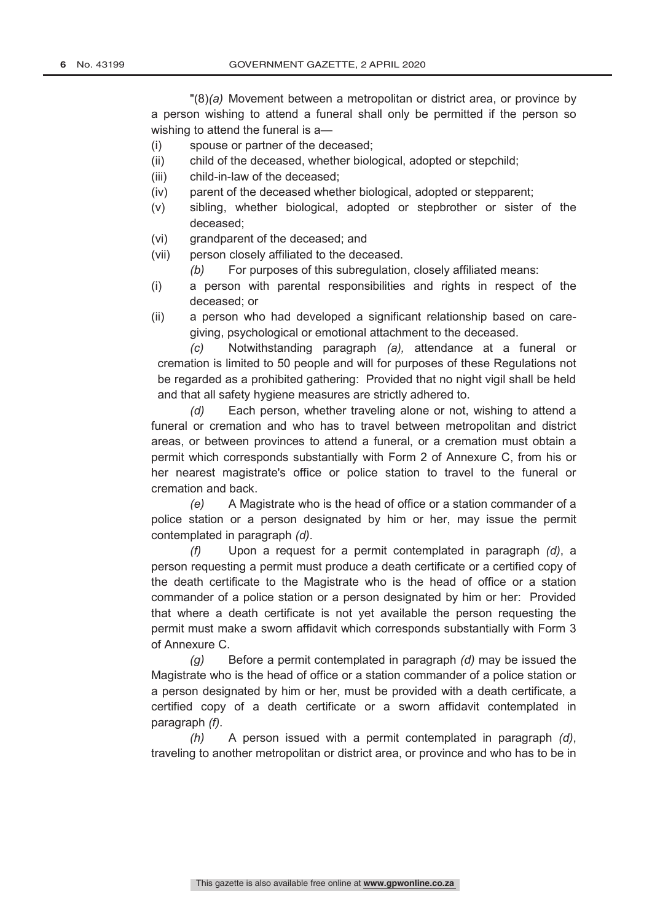"(8)*(a)* Movement between a metropolitan or district area, or province by a person wishing to attend a funeral shall only be permitted if the person so wishing to attend the funeral is a—

(i) spouse or partner of the deceased;

(ii) child of the deceased, whether biological, adopted or stepchild;

(iii) child-in-law of the deceased;

(iv) parent of the deceased whether biological, adopted or stepparent;

(v) sibling, whether biological, adopted or stepbrother or sister of the deceased;

(vi) grandparent of the deceased; and

(vii) person closely affiliated to the deceased.

*(b)* For purposes of this subregulation, closely affiliated means:

(i) a person with parental responsibilities and rights in respect of the deceased; or

(ii) a person who had developed a significant relationship based on care-giving, psychological or emotional attachment to the deceased.

*(c)* Notwithstanding paragraph *(a),* attendance at a funeral or cremation is limited to 50 people and will for purposes of these Regulations not be regarded as a prohibited gathering: Provided that no night vigil shall be held and that all safety hygiene measures are strictly adhered to.

*(d)* Each person, whether traveling alone or not, wishing to attend a funeral or cremation and who has to travel between metropolitan and district areas, or between provinces to attend a funeral, or a cremation must obtain a permit which corresponds substantially with Form 2 of Annexure C, from his or her nearest magistrate's office or police station to travel to the funeral or cremation and back.

*(e)* A Magistrate who is the head of office or a station commander of a police station or a person designated by him or her, may issue the permit contemplated in paragraph *(d)*.

*(f)* Upon a request for a permit contemplated in paragraph *(d)*, a person requesting a permit must produce a death certificate or a certified copy of the death certificate to the Magistrate who is the head of office or a station commander of a police station or a person designated by him or her: Provided that where a death certificate is not yet available the person requesting the permit must make a sworn affidavit which corresponds substantially with Form 3 of Annexure C.

*(g)* Before a permit contemplated in paragraph *(d)* may be issued the Magistrate who is the head of office or a station commander of a police station or a person designated by him or her, must be provided with a death certificate, a certified copy of a death certificate or a sworn affidavit contemplated in paragraph *(f)*.

*(h)* A person issued with a permit contemplated in paragraph *(d)*, traveling to another metropolitan or district area, or province and who has to be in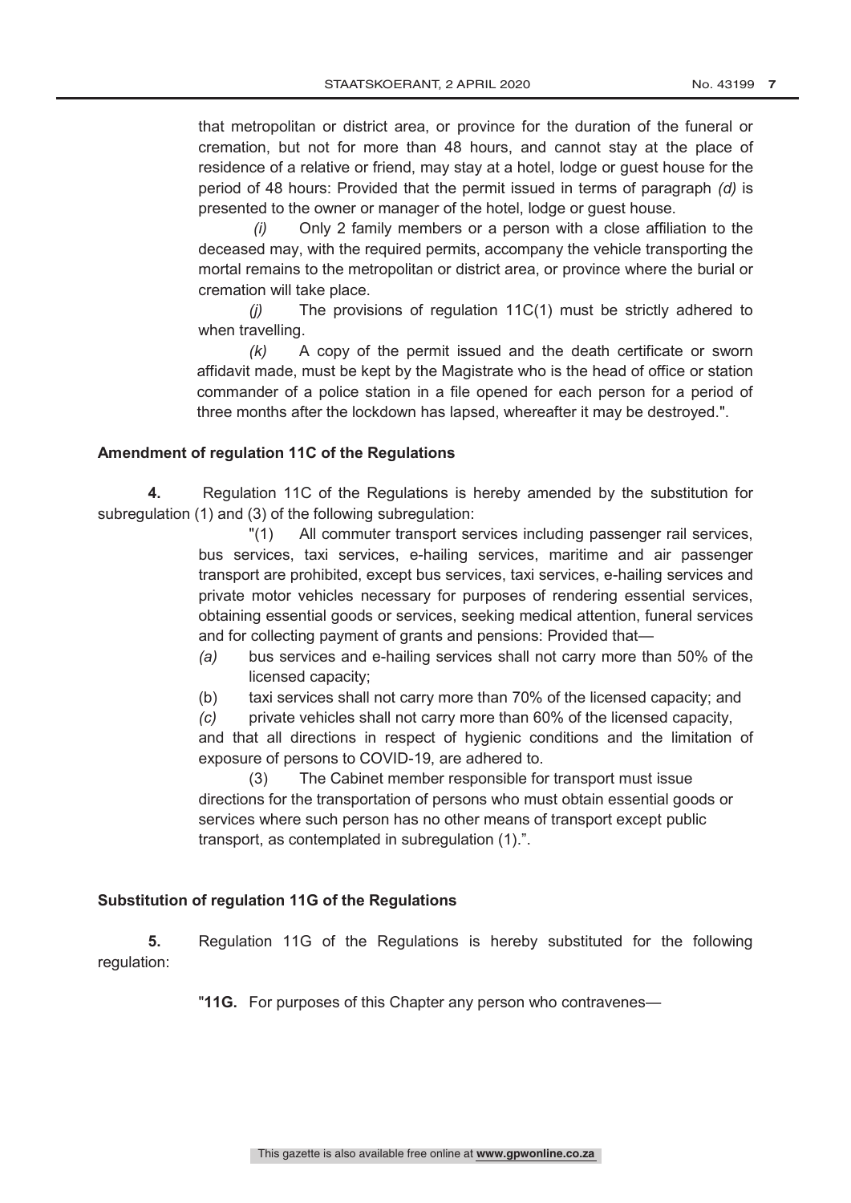that metropolitan or district area, or province for the duration of the funeral or cremation, but not for more than 48 hours, and cannot stay at the place of residence of a relative or friend, may stay at a hotel, lodge or guest house for the period of 48 hours: Provided that the permit issued in terms of paragraph *(d)* is presented to the owner or manager of the hotel, lodge or guest house.

*(i)* Only 2 family members or a person with a close affiliation to the deceased may, with the required permits, accompany the vehicle transporting the mortal remains to the metropolitan or district area, or province where the burial or cremation will take place.

*(j)* The provisions of regulation 11C(1) must be strictly adhered to when travelling.

*(k)* A copy of the permit issued and the death certificate or sworn affidavit made, must be kept by the Magistrate who is the head of office or station commander of a police station in a file opened for each person for a period of three months after the lockdown has lapsed, whereafter it may be destroyed.".

**Amendment of regulation 11C of the Regulations**

**4.** Regulation 11C of the Regulations is hereby amended by the substitution for subregulation (1) and (3) of the following subregulation:

"(1) All commuter transport services including passenger rail services, bus services, taxi services, e-hailing services, maritime and air passenger transport are prohibited, except bus services, taxi services, e-hailing services and private motor vehicles necessary for purposes of rendering essential services, obtaining essential goods or services, seeking medical attention, funeral services and for collecting payment of grants and pensions: Provided that—

*(a)* bus services and e-hailing services shall not carry more than 50% of the licensed capacity;

(b) taxi services shall not carry more than 70% of the licensed capacity; and

*(c)* private vehicles shall not carry more than 60% of the licensed capacity,

and that all directions in respect of hygienic conditions and the limitation of exposure of persons to COVID-19, are adhered to.

(3) The Cabinet member responsible for transport must issue directions for the transportation of persons who must obtain essential goods or services where such person has no other means of transport except public transport, as contemplated in subregulation (1).".

**Substitution of regulation 11G of the Regulations**

**5.** Regulation 11G of the Regulations is hereby substituted for the following regulation:

"**11G.** For purposes of this Chapter any person who contravenes—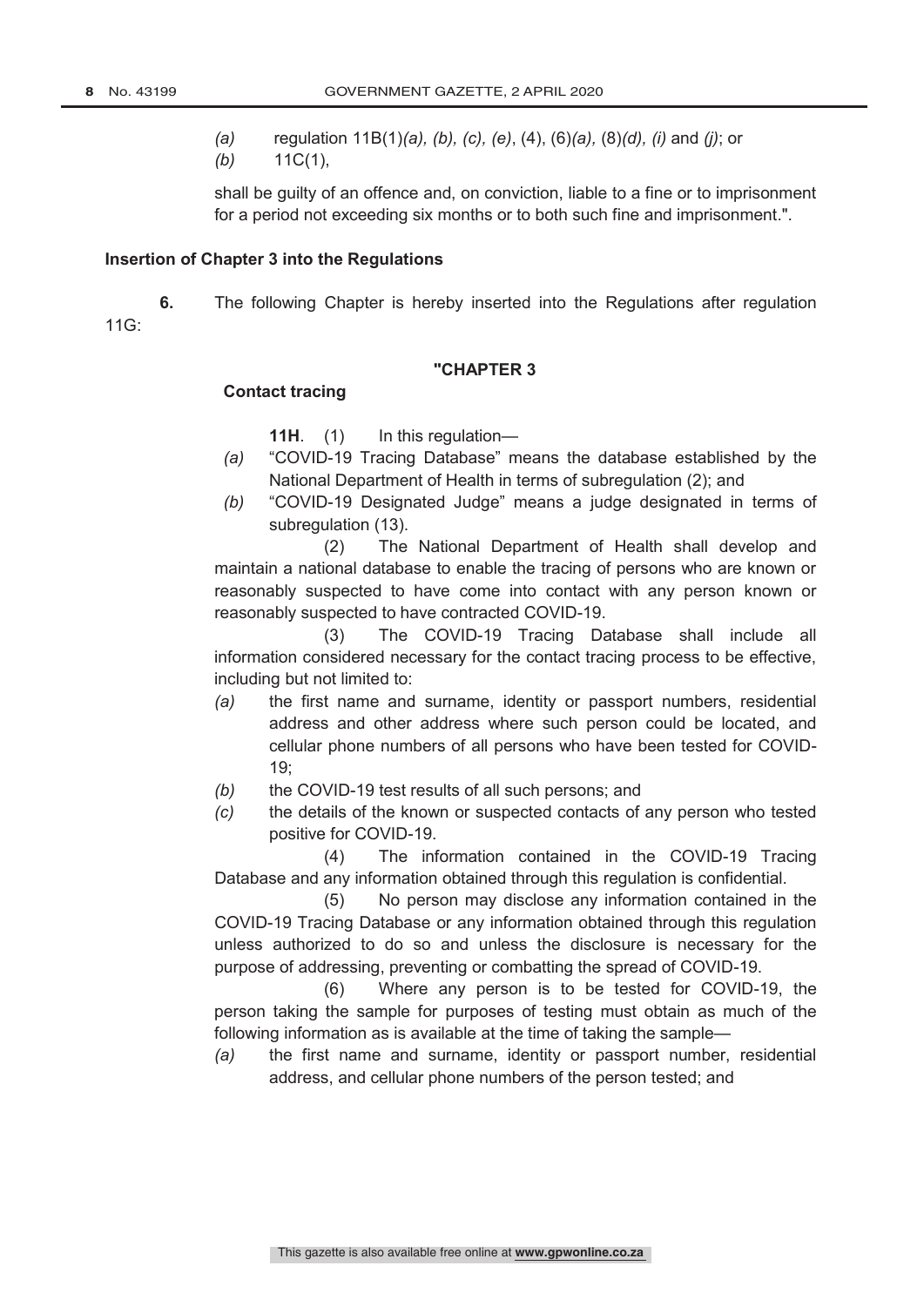*(a)* regulation 11B(1)*(a), (b), (c), (e)*, (4), (6)*(a),* (8)*(d), (i)* and *(j)*; or

*(b)* 11C(1),

shall be guilty of an offence and, on conviction, liable to a fine or to imprisonment for a period not exceeding six months or to both such fine and imprisonment.".

**Insertion of Chapter 3 into the Regulations**

**6.** The following Chapter is hereby inserted into the Regulations after regulation 11G:

**"CHAPTER 3**

**Contact tracing**

**11H**. (1) In this regulation—

*(a)* "COVID-19 Tracing Database" means the database established by the National Department of Health in terms of subregulation (2); and

*(b)* "COVID-19 Designated Judge" means a judge designated in terms of subregulation (13).

(2) The National Department of Health shall develop and maintain a national database to enable the tracing of persons who are known or reasonably suspected to have come into contact with any person known or reasonably suspected to have contracted COVID-19.

(3) The COVID-19 Tracing Database shall include all information considered necessary for the contact tracing process to be effective, including but not limited to:

*(a)* the first name and surname, identity or passport numbers, residential address and other address where such person could be located, and cellular phone numbers of all persons who have been tested for COVID-19;

*(b)* the COVID-19 test results of all such persons; and

*(c)* the details of the known or suspected contacts of any person who tested positive for COVID-19.

(4) The information contained in the COVID-19 Tracing Database and any information obtained through this regulation is confidential.

(5) No person may disclose any information contained in the COVID-19 Tracing Database or any information obtained through this regulation unless authorized to do so and unless the disclosure is necessary for the purpose of addressing, preventing or combatting the spread of COVID-19.

(6) Where any person is to be tested for COVID-19, the person taking the sample for purposes of testing must obtain as much of the following information as is available at the time of taking the sample—

*(a)* the first name and surname, identity or passport number, residential address, and cellular phone numbers of the person tested; and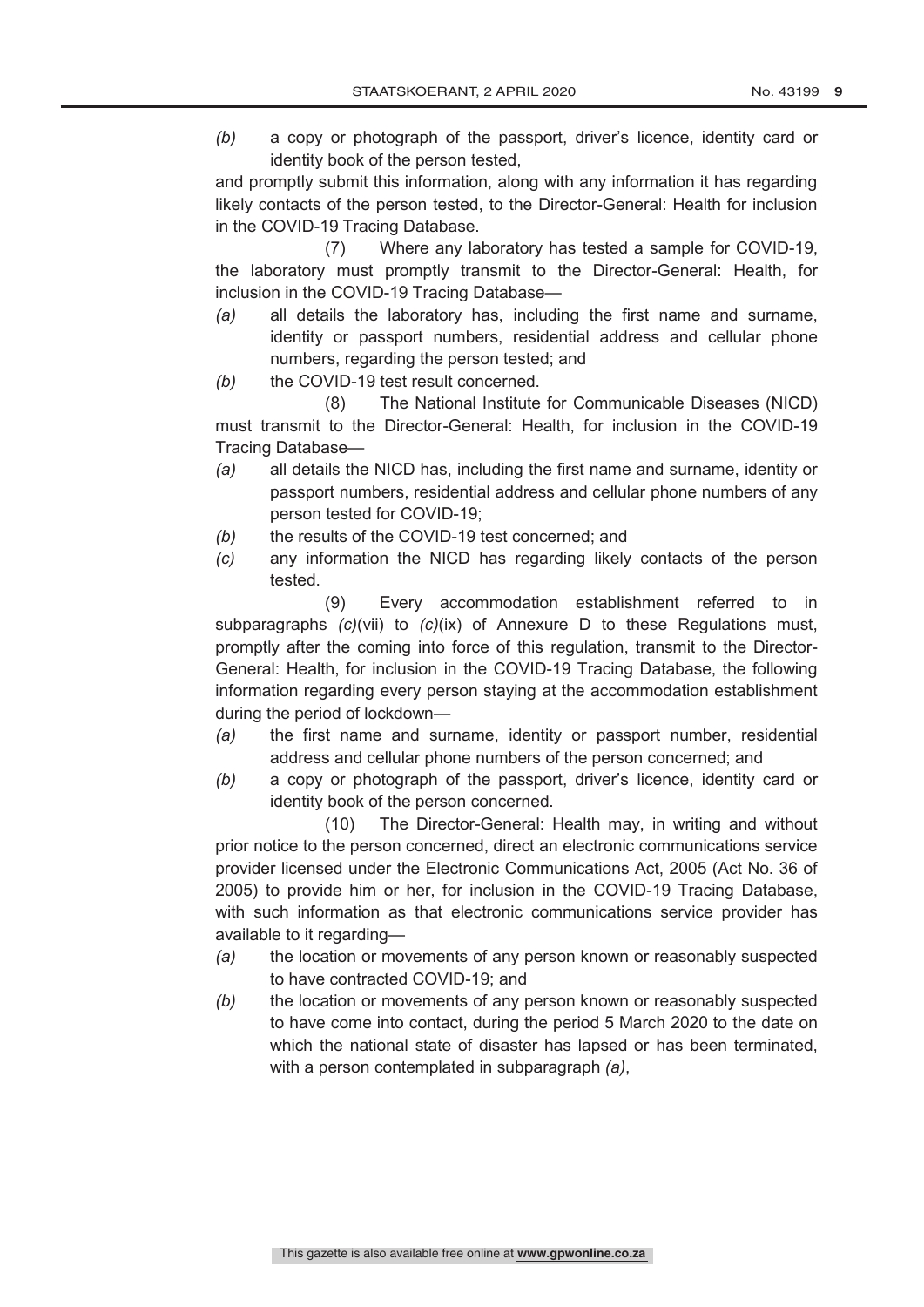*(b)* a copy or photograph of the passport, driver's licence, identity card or identity book of the person tested,

and promptly submit this information, along with any information it has regarding likely contacts of the person tested, to the Director-General: Health for inclusion in the COVID-19 Tracing Database.

(7) Where any laboratory has tested a sample for COVID-19, the laboratory must promptly transmit to the Director-General: Health, for inclusion in the COVID-19 Tracing Database—

*(a)* all details the laboratory has, including the first name and surname, identity or passport numbers, residential address and cellular phone numbers, regarding the person tested; and

*(b)* the COVID-19 test result concerned.

(8) The National Institute for Communicable Diseases (NICD) must transmit to the Director-General: Health, for inclusion in the COVID-19 Tracing Database—

*(a)* all details the NICD has, including the first name and surname, identity or passport numbers, residential address and cellular phone numbers of any person tested for COVID-19;

*(b)* the results of the COVID-19 test concerned; and

*(c)* any information the NICD has regarding likely contacts of the person tested.

(9) Every accommodation establishment referred to in subparagraphs *(c)*(vii) to *(c)*(ix) of Annexure D to these Regulations must, promptly after the coming into force of this regulation, transmit to the Director-General: Health, for inclusion in the COVID-19 Tracing Database, the following information regarding every person staying at the accommodation establishment during the period of lockdown—

*(a)* the first name and surname, identity or passport number, residential address and cellular phone numbers of the person concerned; and

*(b)* a copy or photograph of the passport, driver's licence, identity card or identity book of the person concerned.

(10) The Director-General: Health may, in writing and without prior notice to the person concerned, direct an electronic communications service provider licensed under the Electronic Communications Act, 2005 (Act No. 36 of 2005) to provide him or her, for inclusion in the COVID-19 Tracing Database, with such information as that electronic communications service provider has available to it regarding—

*(a)* the location or movements of any person known or reasonably suspected to have contracted COVID-19; and

*(b)* the location or movements of any person known or reasonably suspected to have come into contact, during the period 5 March 2020 to the date on which the national state of disaster has lapsed or has been terminated, with a person contemplated in subparagraph *(a)*,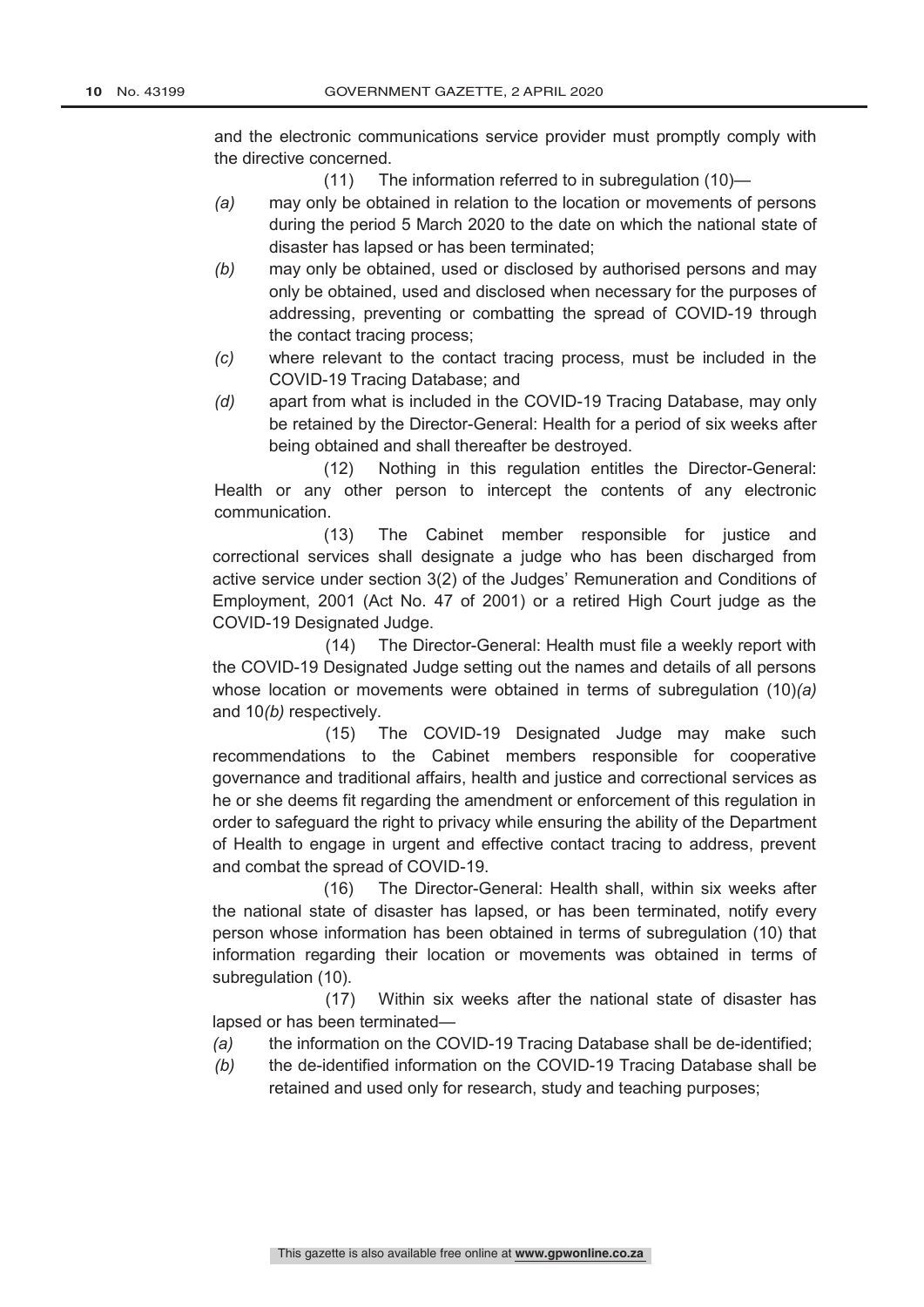and the electronic communications service provider must promptly comply with the directive concerned.

(11) The information referred to in subregulation (10)—

*(a)* may only be obtained in relation to the location or movements of persons during the period 5 March 2020 to the date on which the national state of disaster has lapsed or has been terminated;

*(b)* may only be obtained, used or disclosed by authorised persons and may only be obtained, used and disclosed when necessary for the purposes of addressing, preventing or combatting the spread of COVID-19 through the contact tracing process;

*(c)* where relevant to the contact tracing process, must be included in the COVID-19 Tracing Database; and

*(d)* apart from what is included in the COVID-19 Tracing Database, may only be retained by the Director-General: Health for a period of six weeks after being obtained and shall thereafter be destroyed.

(12) Nothing in this regulation entitles the Director-General: Health or any other person to intercept the contents of any electronic communication.

(13) The Cabinet member responsible for justice and correctional services shall designate a judge who has been discharged from active service under section 3(2) of the Judges' Remuneration and Conditions of Employment, 2001 (Act No. 47 of 2001) or a retired High Court judge as the COVID-19 Designated Judge.

(14) The Director-General: Health must file a weekly report with the COVID-19 Designated Judge setting out the names and details of all persons whose location or movements were obtained in terms of subregulation (10)*(a)* and 10*(b)* respectively.

(15) The COVID-19 Designated Judge may make such recommendations to the Cabinet members responsible for cooperative governance and traditional affairs, health and justice and correctional services as he or she deems fit regarding the amendment or enforcement of this regulation in order to safeguard the right to privacy while ensuring the ability of the Department of Health to engage in urgent and effective contact tracing to address, prevent and combat the spread of COVID-19.

(16) The Director-General: Health shall, within six weeks after the national state of disaster has lapsed, or has been terminated, notify every person whose information has been obtained in terms of subregulation (10) that information regarding their location or movements was obtained in terms of subregulation (10).

(17) Within six weeks after the national state of disaster has lapsed or has been terminated—

*(a)* the information on the COVID-19 Tracing Database shall be de-identified;

*(b)* the de-identified information on the COVID-19 Tracing Database shall be retained and used only for research, study and teaching purposes;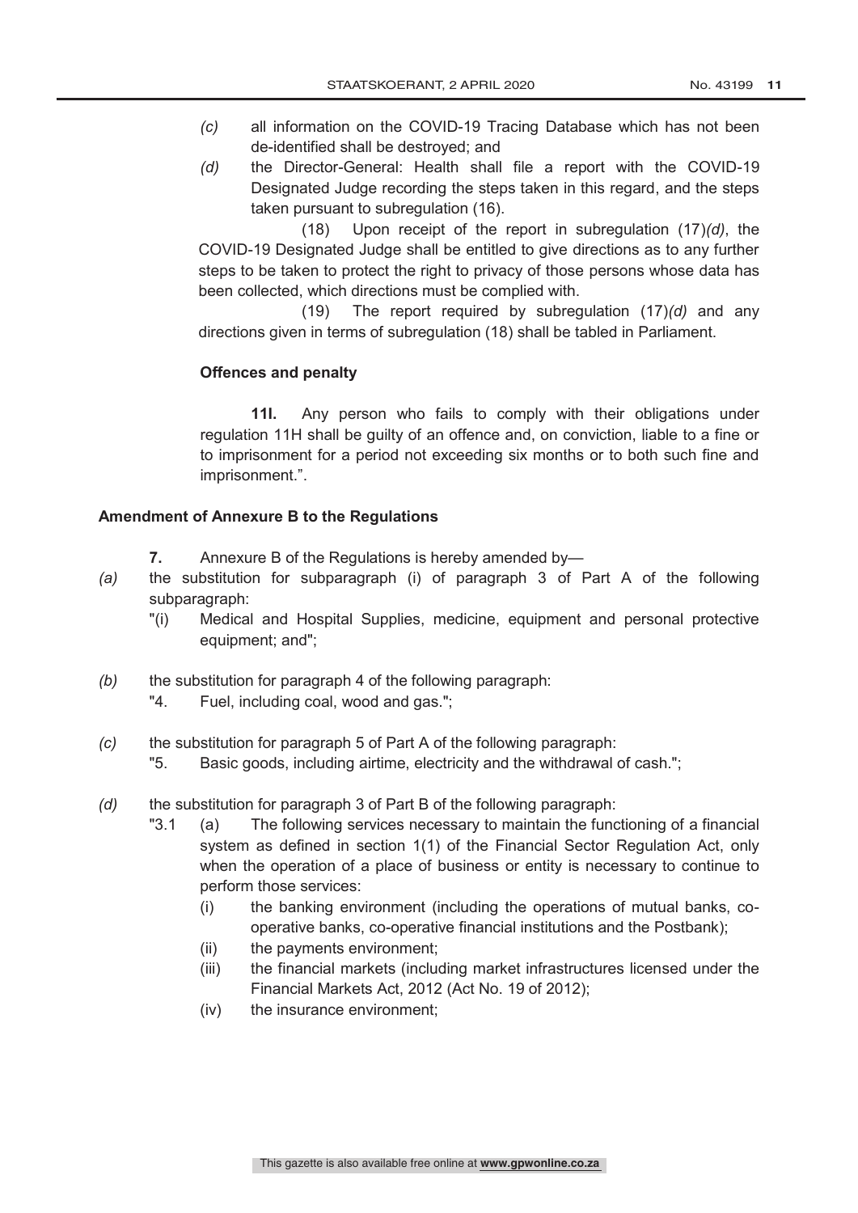*(c)* all information on the COVID-19 Tracing Database which has not been de-identified shall be destroyed; and

*(d)* the Director-General: Health shall file a report with the COVID-19 Designated Judge recording the steps taken in this regard, and the steps taken pursuant to subregulation (16).

(18) Upon receipt of the report in subregulation (17)*(d)*, the COVID-19 Designated Judge shall be entitled to give directions as to any further steps to be taken to protect the right to privacy of those persons whose data has been collected, which directions must be complied with.

(19) The report required by subregulation (17)*(d)* and any directions given in terms of subregulation (18) shall be tabled in Parliament.

**Offences and penalty**

**11I.** Any person who fails to comply with their obligations under regulation 11H shall be guilty of an offence and, on conviction, liable to a fine or to imprisonment for a period not exceeding six months or to both such fine and imprisonment.".

**Amendment of Annexure B to the Regulations**

**7.** Annexure B of the Regulations is hereby amended by—

*(a)* the substitution for subparagraph (i) of paragraph 3 of Part A of the following subparagraph:

"(i) Medical and Hospital Supplies, medicine, equipment and personal protective equipment; and";

*(b)* the substitution for paragraph 4 of the following paragraph:

"4. Fuel, including coal, wood and gas.";

*(c)* the substitution for paragraph 5 of Part A of the following paragraph:

"5. Basic goods, including airtime, electricity and the withdrawal of cash.";

*(d)* the substitution for paragraph 3 of Part B of the following paragraph:

"3.1 (a) The following services necessary to maintain the functioning of a financial system as defined in section 1(1) of the Financial Sector Regulation Act, only when the operation of a place of business or entity is necessary to continue to perform those services:

(i) the banking environment (including the operations of mutual banks, co-operative banks, co-operative financial institutions and the Postbank);

(ii) the payments environment;

(iii) the financial markets (including market infrastructures licensed under the Financial Markets Act, 2012 (Act No. 19 of 2012);

(iv) the insurance environment;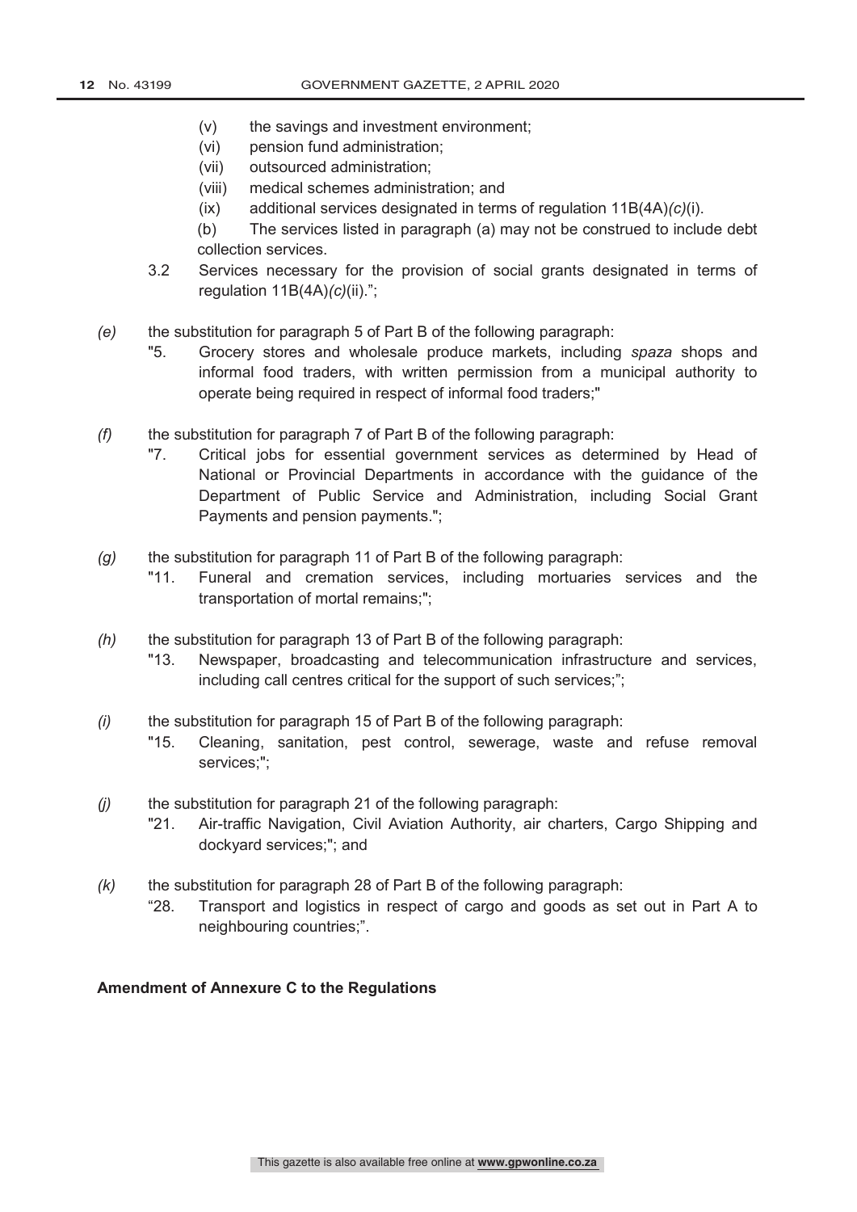(v) the savings and investment environment;

(vi) pension fund administration;

(vii) outsourced administration;

(viii) medical schemes administration; and

(ix) additional services designated in terms of regulation 11B(4A)*(c)*(i).

(b) The services listed in paragraph (a) may not be construed to include debt collection services.

3.2 Services necessary for the provision of social grants designated in terms of regulation 11B(4A)*(c)*(ii).";

*(e)* the substitution for paragraph 5 of Part B of the following paragraph:

"5. Grocery stores and wholesale produce markets, including *spaza* shops and informal food traders, with written permission from a municipal authority to operate being required in respect of informal food traders;"

*(f)* the substitution for paragraph 7 of Part B of the following paragraph:

"7. Critical jobs for essential government services as determined by Head of National or Provincial Departments in accordance with the guidance of the Department of Public Service and Administration, including Social Grant Payments and pension payments.";

*(g)* the substitution for paragraph 11 of Part B of the following paragraph:

"11. Funeral and cremation services, including mortuaries services and the transportation of mortal remains;";

*(h)* the substitution for paragraph 13 of Part B of the following paragraph:

"13. Newspaper, broadcasting and telecommunication infrastructure and services, including call centres critical for the support of such services;";

*(i)* the substitution for paragraph 15 of Part B of the following paragraph:

"15. Cleaning, sanitation, pest control, sewerage, waste and refuse removal services;";

*(j)* the substitution for paragraph 21 of the following paragraph:

"21. Air-traffic Navigation, Civil Aviation Authority, air charters, Cargo Shipping and dockyard services;"; and

*(k)* the substitution for paragraph 28 of Part B of the following paragraph:

"28. Transport and logistics in respect of cargo and goods as set out in Part A to neighbouring countries;".

**Amendment of Annexure C to the Regulations**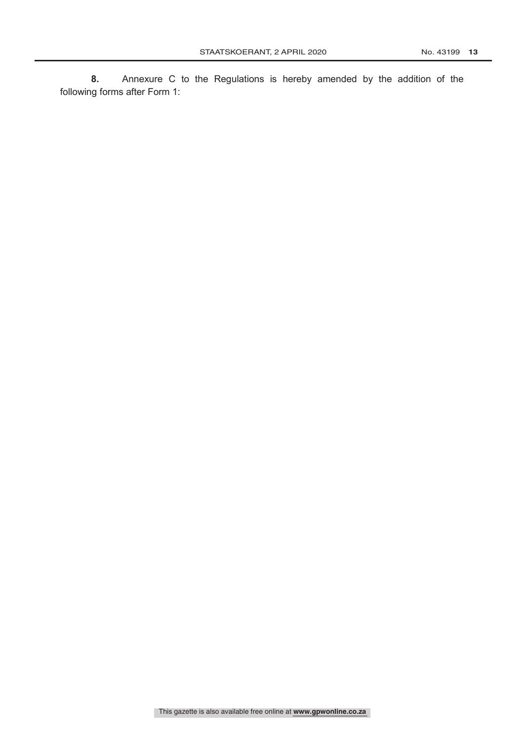**8.** Annexure C to the Regulations is hereby amended by the addition of the following forms after Form 1: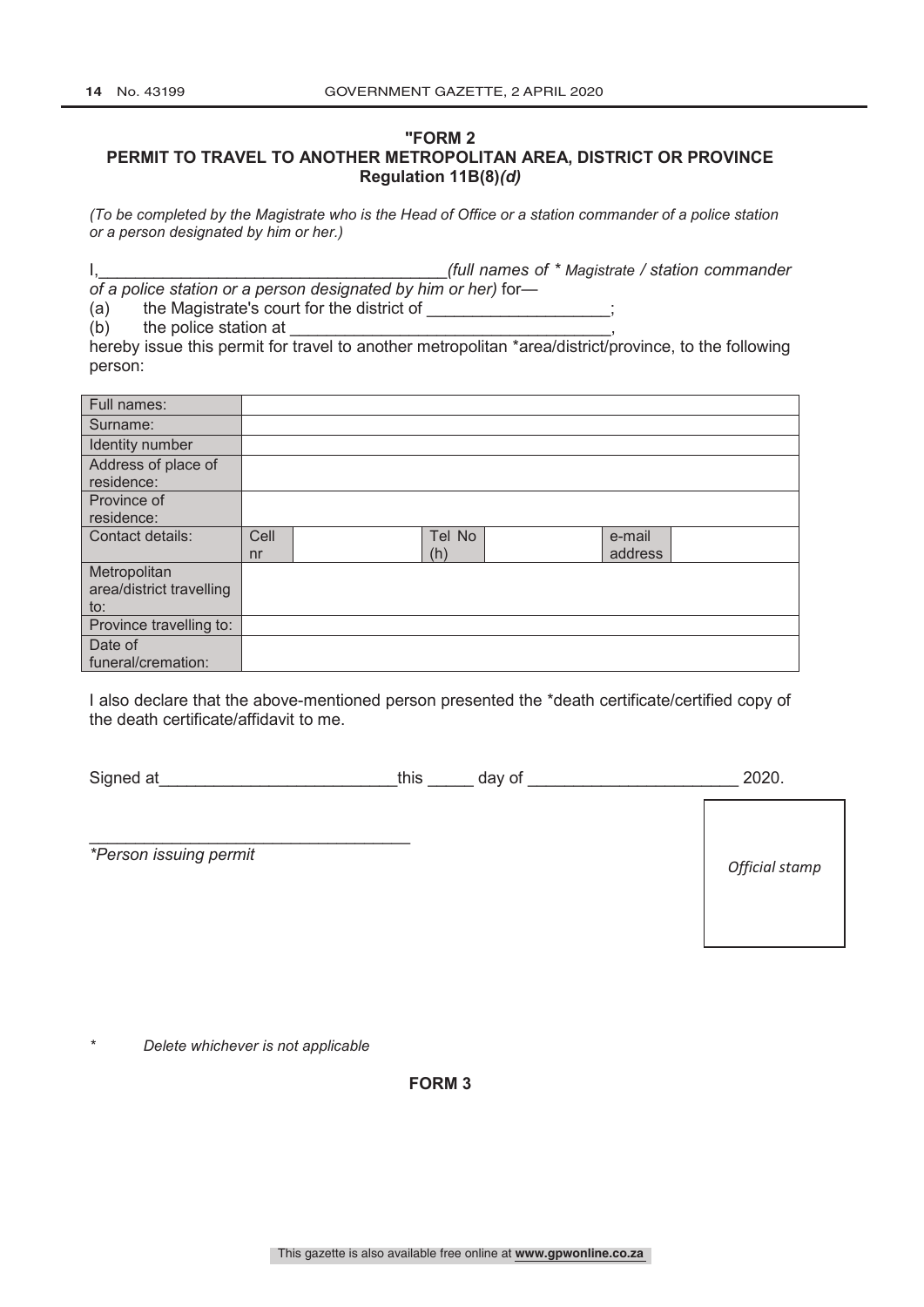## "FORM 2

## PERMIT TO TRAVEL TO ANOTHER METROPOLITAN AREA, DISTRICT OR PROVINCE

**Regulation 11B(8)*(d)***

*(To be completed by the Magistrate who is the Head of Office or a station commander of a police station or a person designated by him or her.)*

I,_____________________________________*(full names of * Magistrate / station commander of a police station or a person designated by him or her)* for—

(a) the Magistrate's court for the district of ____________________;

(b) the police station at ___________________________________,

hereby issue this permit for travel to another metropolitan *area/district/province, to the following person:

| Full names: | | | | | | |
|---|---|---|---|---|---|---|
| Surname: | | | | | | |
| Identity number | | | | | | |
| Address of place of residence: | | | | | | |
| Province of residence: | | | | | | |
| Contact details: | Cell nr | | Tel No (h) | | e-mail address | |
| Metropolitan area/district travelling to: | | | | | | |
| Province travelling to: | | | | | | |
| Date of funeral/cremation: | | | | | | |

I also declare that the above-mentioned person presented the *death certificate/certified copy of the death certificate/affidavit to me.

Signed at__________________________this _____ day of _______________________ 2020.

___________________________________

**Person issuing permit*

*Official stamp*

\* *Delete whichever is not applicable*

**FORM 3**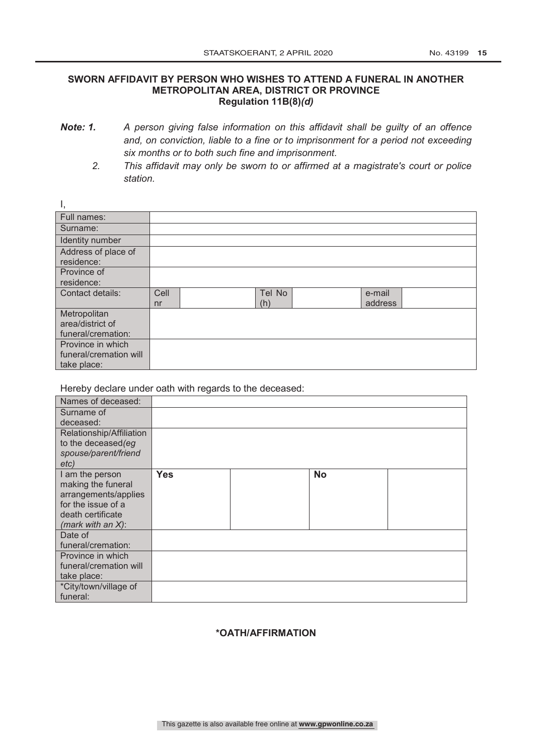**SWORN AFFIDAVIT BY PERSON WHO WISHES TO ATTEND A FUNERAL IN ANOTHER METROPOLITAN AREA, DISTRICT OR PROVINCE**
**Regulation 11B(8)*(d)***

***Note: 1.*** *A person giving false information on this affidavit shall be guilty of an offence and, on conviction, liable to a fine or to imprisonment for a period not exceeding six months or to both such fine and imprisonment.*

*2. This affidavit may only be sworn to or affirmed at a magistrate's court or police station.*

I,

| Full names: | | | | | | |
|---|---|---|---|---|---|---|
| Surname: | | | | | | |
| Identity number | | | | | | |
| Address of place of residence: | | | | | | |
| Province of residence: | | | | | | |
| Contact details: | Cell nr | | Tel No (h) | | e-mail address | |
| Metropolitan area/district of funeral/cremation: | | | | | | |
| Province in which funeral/cremation will take place: | | | | | | |

Hereby declare under oath with regards to the deceased:

| Names of deceased: | | | | |
|---|---|---|---|---|
| Surname of deceased: | | | | |
| Relationship/Affiliation to the deceased*(eg spouse/parent/friend etc)* | | | | |
| I am the person making the funeral arrangements/applies for the issue of a death certificate *(mark with an X)*: | **Yes** | | **No** | |
| Date of funeral/cremation: | | | | |
| Province in which funeral/cremation will take place: | | | | |
| *City/town/village of funeral: | | | | |

**\*OATH/AFFIRMATION**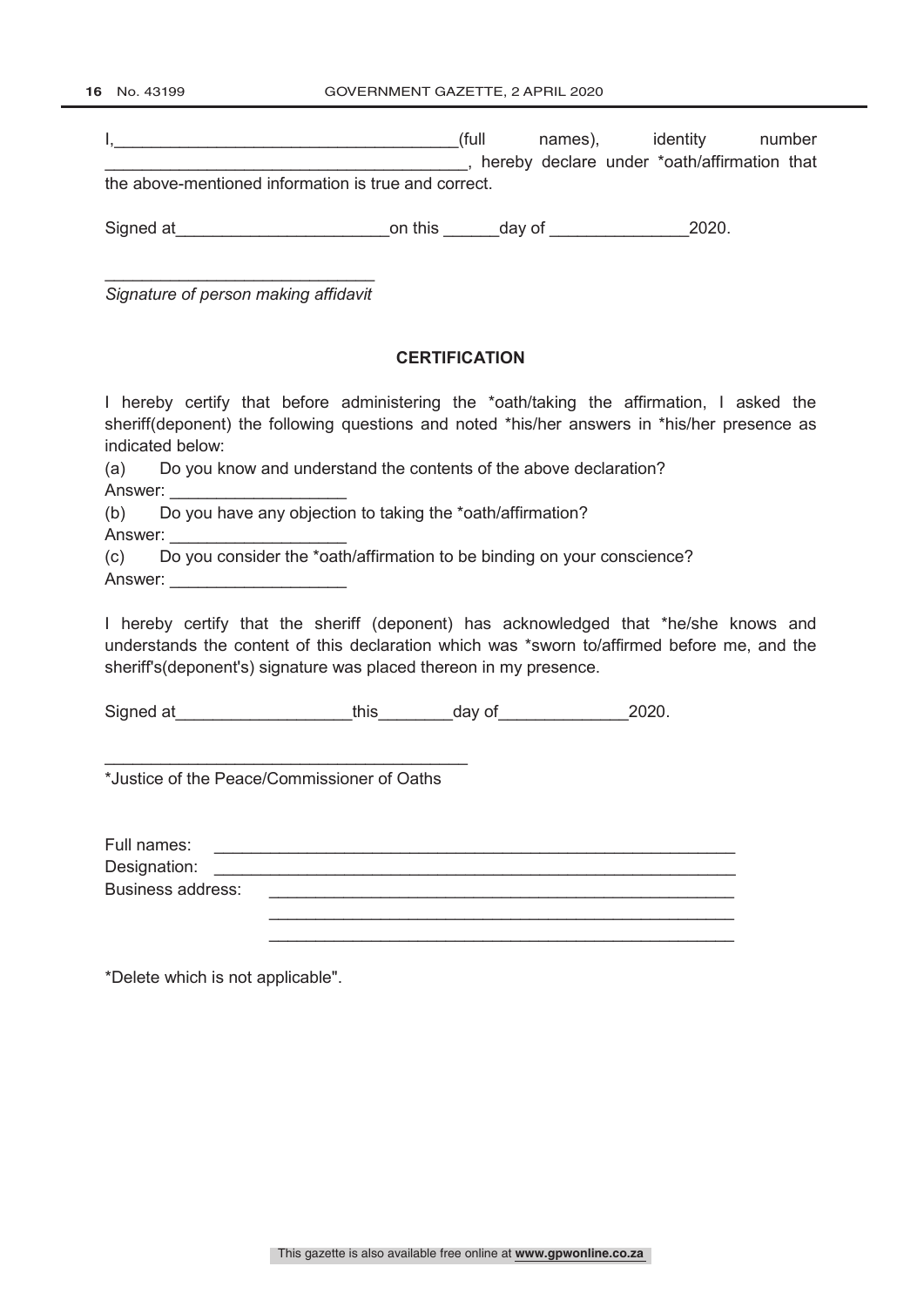I,_____________________________________(full names), identity number _______________________________________, hereby declare under *oath/affirmation that the above-mentioned information is true and correct.

Signed at_______________________on this ______day of _______________2020.

____________________________
*Signature of person making affidavit*

**CERTIFICATION**

I hereby certify that before administering the *oath/taking the affirmation, I asked the sheriff(deponent) the following questions and noted *his/her answers in *his/her presence as indicated below:

(a) Do you know and understand the contents of the above declaration?
Answer: ___________________

(b) Do you have any objection to taking the *oath/affirmation?
Answer: ___________________

(c) Do you consider the *oath/affirmation to be binding on your conscience?
Answer: ___________________

I hereby certify that the sheriff (deponent) has acknowledged that *he/she knows and understands the content of this declaration which was *sworn to/affirmed before me, and the sheriff's(deponent's) signature was placed thereon in my presence.

Signed at___________________this________day of______________2020.

_______________________________________
*Justice of the Peace/Commissioner of Oaths

Full names: _________________________________________________________
Designation: _________________________________________________________
Business address: ____________________________________________________
____________________________________________________
____________________________________________________

*Delete which is not applicable".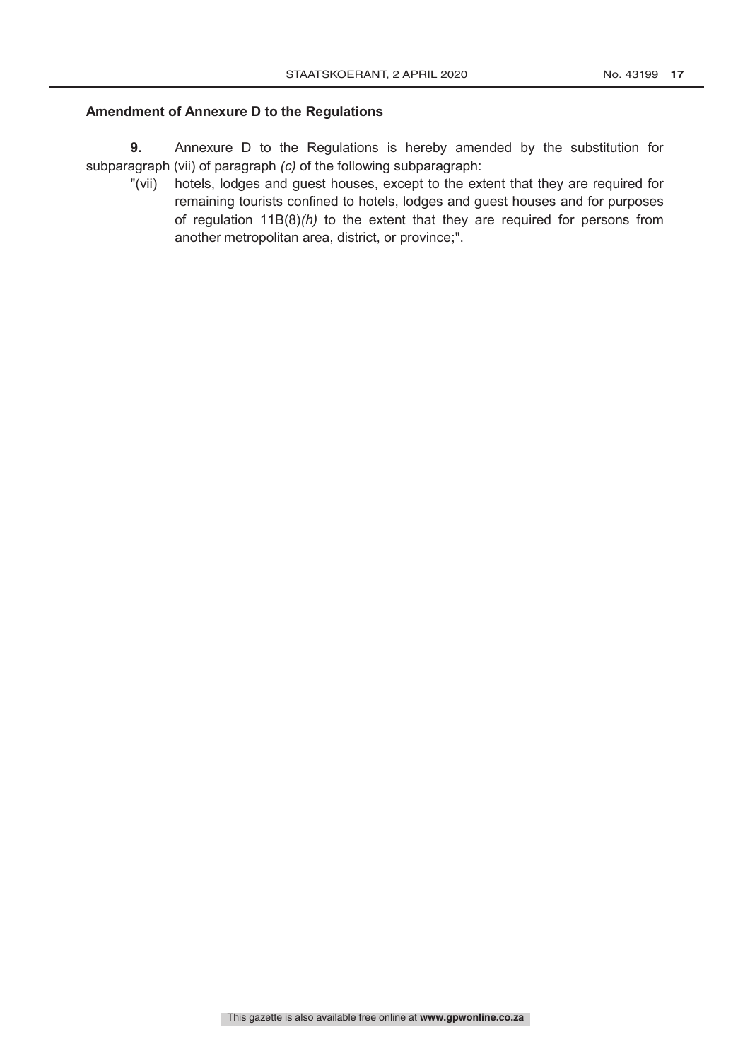**Amendment of Annexure D to the Regulations**

**9.** Annexure D to the Regulations is hereby amended by the substitution for subparagraph (vii) of paragraph *(c)* of the following subparagraph:

"(vii) hotels, lodges and guest houses, except to the extent that they are required for remaining tourists confined to hotels, lodges and guest houses and for purposes of regulation 11B(8)*(h)* to the extent that they are required for persons from another metropolitan area, district, or province;".